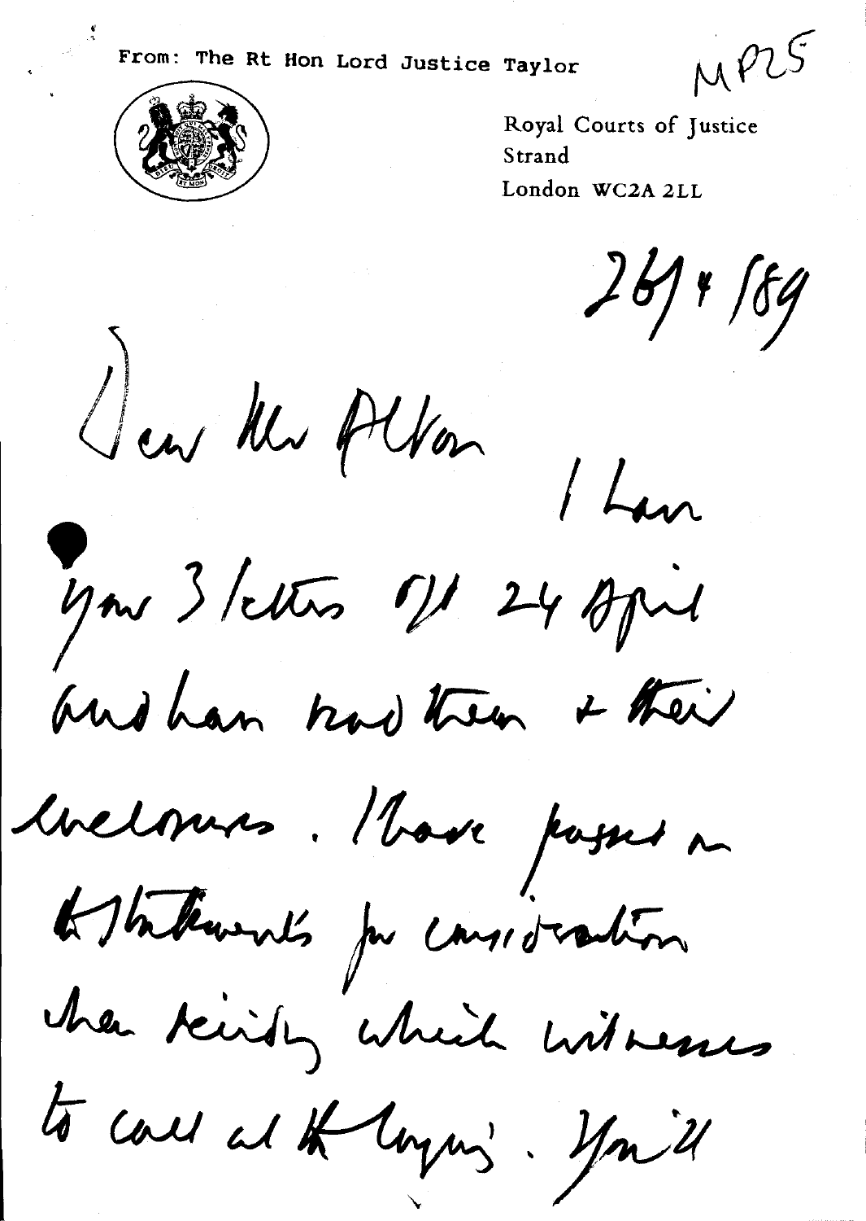From: The Rt Hon Lord Justice Taylor

MP25

Royal Courts of Justice
Strand
London WC2A 2LL

26/4/89

Dear Mr Alton

I have your 3 letters of 24 April and have read them & their enclosures. I have passed on to Statements for consideration when deciding which witnesses to call at the Inquiry. You'll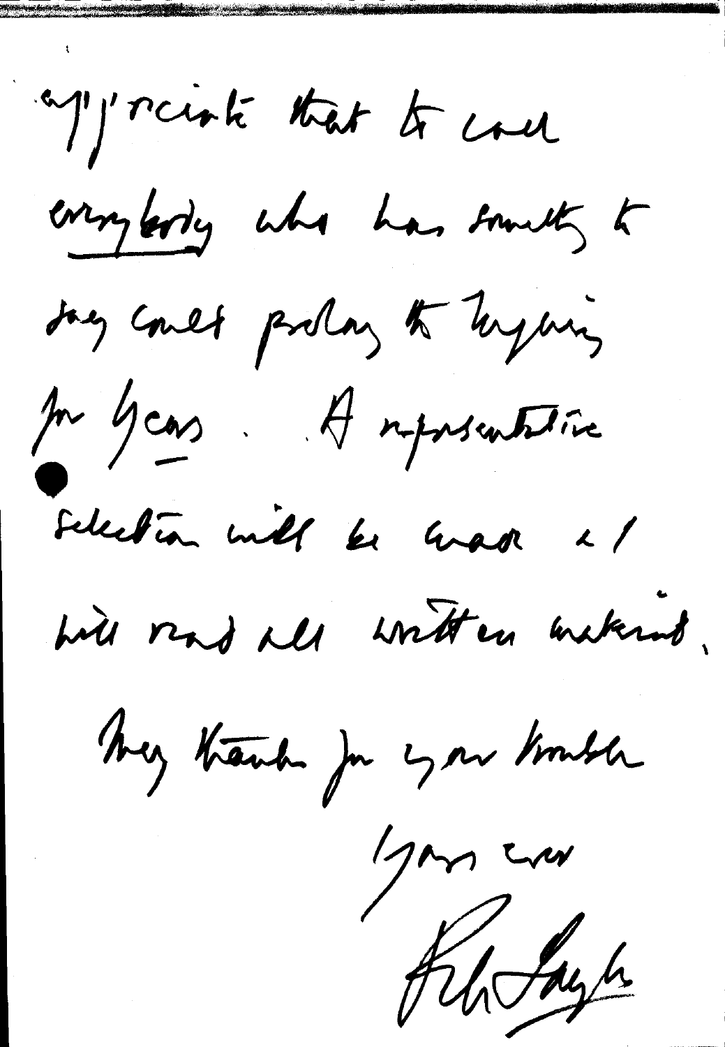appreciate that to call

everybody who has something to

say could prolong the Enquiry

for years. A representative

selection will be made & I

will read all written material.

Many thanks for your trouble

Yours ever

[signature]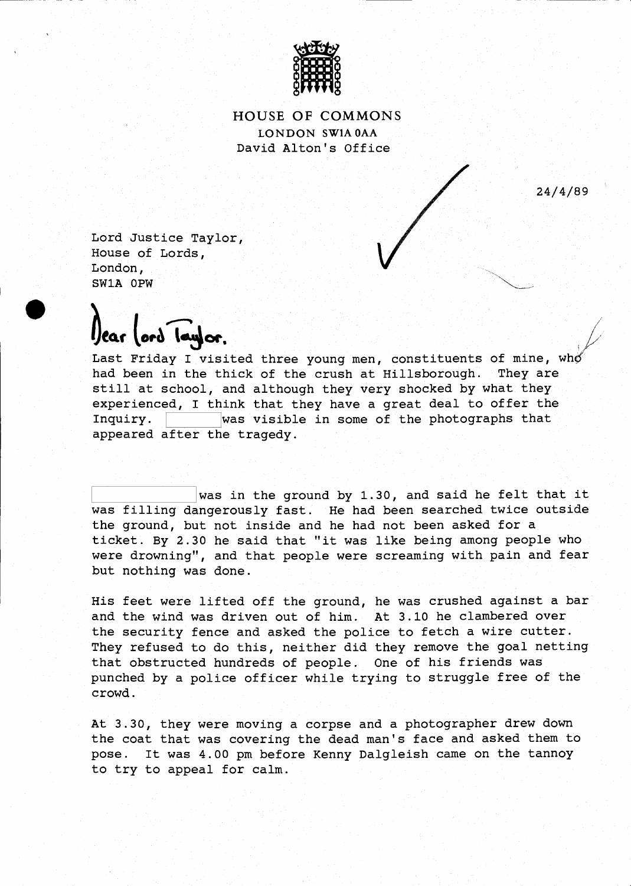HOUSE OF COMMONS

LONDON SW1A 0AA

David Alton's Office

24/4/89

Lord Justice Taylor,
House of Lords,
London,
SW1A 0PW

Dear Lord Taylor,

Last Friday I visited three young men, constituents of mine, who had been in the thick of the crush at Hillsborough. They are still at school, and although they very shocked by what they experienced, I think that they have a great deal to offer the Inquiry. [redacted] was visible in some of the photographs that appeared after the tragedy.

[redacted] was in the ground by 1.30, and said he felt that it was filling dangerously fast. He had been searched twice outside the ground, but not inside and he had not been asked for a ticket. By 2.30 he said that "it was like being among people who were drowning", and that people were screaming with pain and fear but nothing was done.

His feet were lifted off the ground, he was crushed against a bar and the wind was driven out of him. At 3.10 he clambered over the security fence and asked the police to fetch a wire cutter. They refused to do this, neither did they remove the goal netting that obstructed hundreds of people. One of his friends was punched by a police officer while trying to struggle free of the crowd.

At 3.30, they were moving a corpse and a photographer drew down the coat that was covering the dead man's face and asked them to pose. It was 4.00 pm before Kenny Dalgleish came on the tannoy to try to appeal for calm.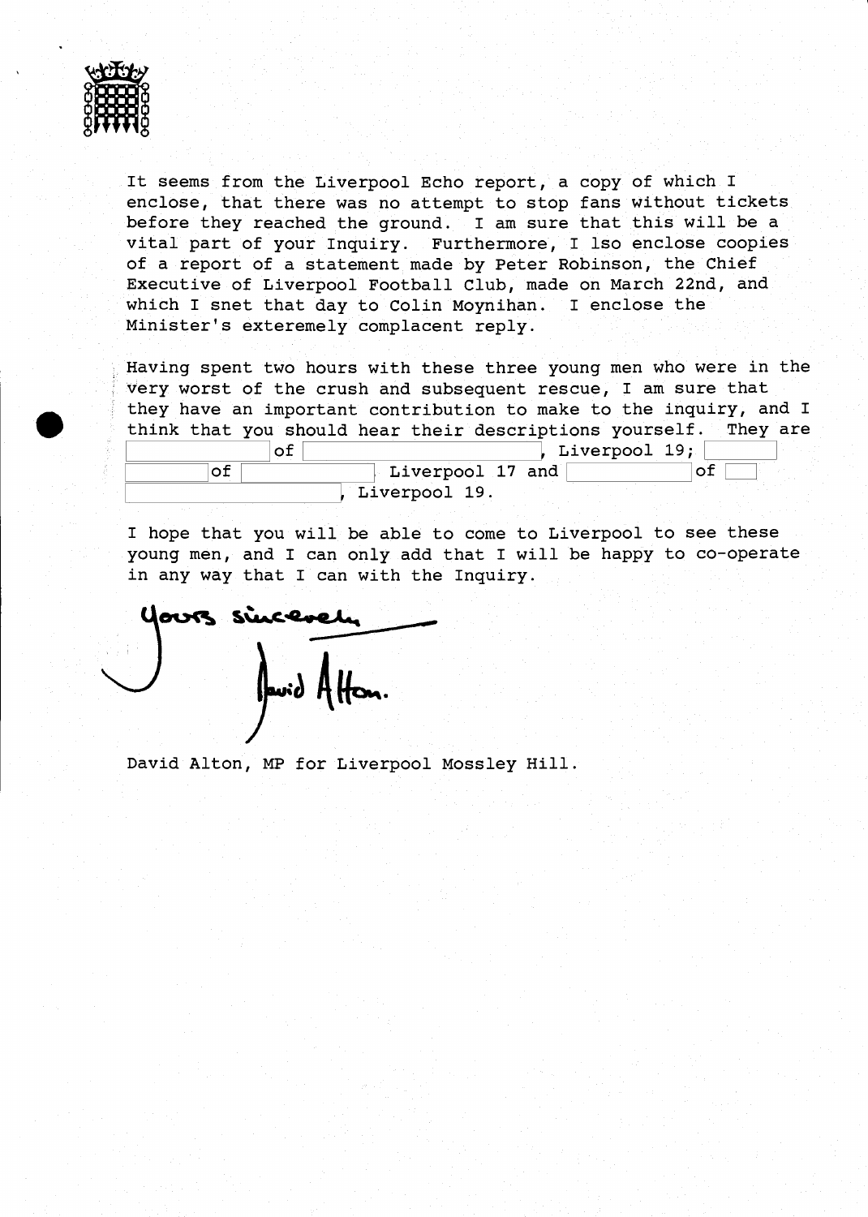It seems from the Liverpool Echo report, a copy of which I enclose, that there was no attempt to stop fans without tickets before they reached the ground. I am sure that this will be a vital part of your Inquiry. Furthermore, I lso enclose coopies of a report of a statement made by Peter Robinson, the Chief Executive of Liverpool Football Club, made on March 22nd, and which I snet that day to Colin Moynihan. I enclose the Minister's exteremely complacent reply.

Having spent two hours with these three young men who were in the very worst of the crush and subsequent rescue, I am sure that they have an important contribution to make to the inquiry, and I think that you should hear their descriptions yourself. They are [redacted] of [redacted], Liverpool 19; [redacted] of [redacted] Liverpool 17 and [redacted] of [redacted], Liverpool 19.

I hope that you will be able to come to Liverpool to see these young men, and I can only add that I will be happy to co-operate in any way that I can with the Inquiry.

Yours sincerely

David Alton.

David Alton, MP for Liverpool Mossley Hill.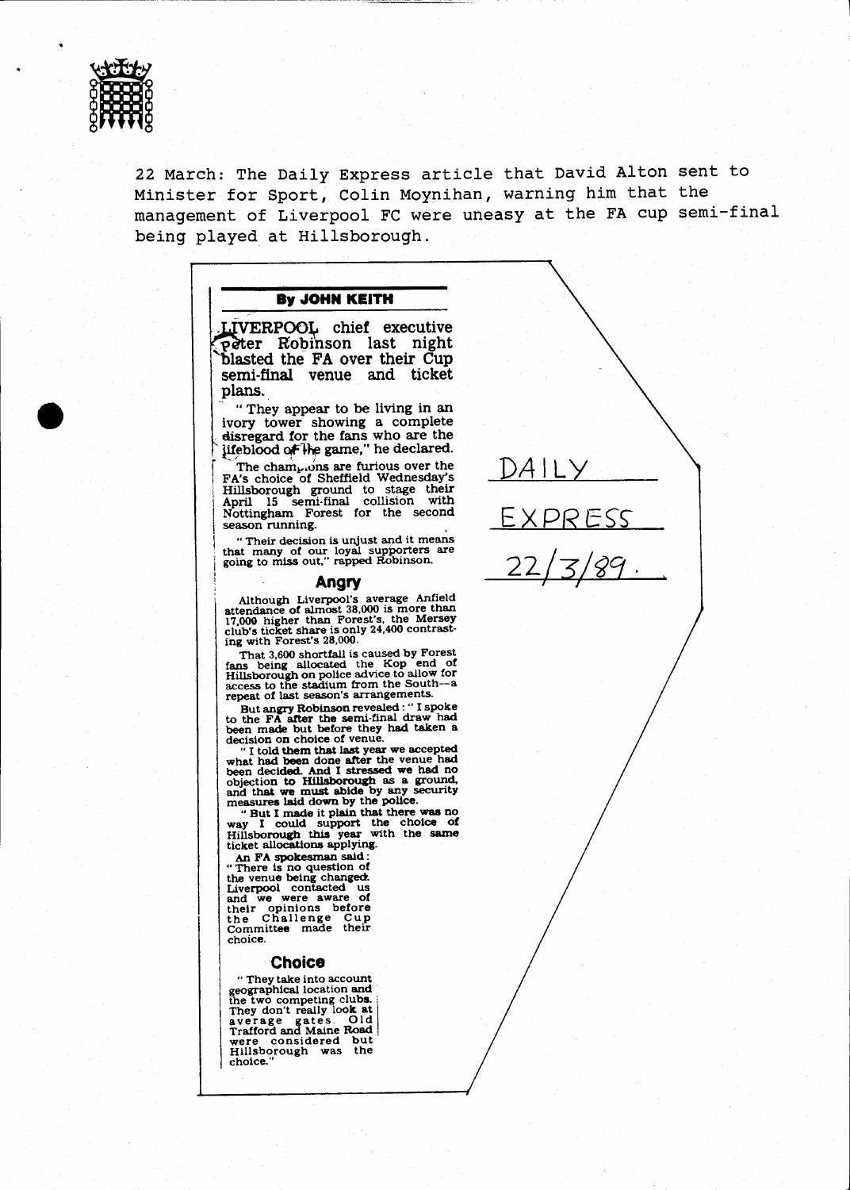22 March: The Daily Express article that David Alton sent to Minister for Sport, Colin Moynihan, warning him that the management of Liverpool FC were uneasy at the FA cup semi-final being played at Hillsborough.

DAILY EXPRESS 22/3/89.

**By JOHN KEITH**

**LIVERPOOL chief executive Peter Robinson last night blasted the FA over their Cup semi-final venue and ticket plans.**

"They appear to be living in an ivory tower showing a complete disregard for the fans who are the lifeblood of the game," he declared.

The champions are furious over the FA's choice of Sheffield Wednesday's Hillsborough ground to stage their April 15 semi-final collision with Nottingham Forest for the second season running.

"Their decision is unjust and it means that many of our loyal supporters are going to miss out," rapped Robinson.

## Angry

Although Liverpool's average Anfield attendance of almost 38,000 is more than 17,000 higher than Forest's, the Mersey club's ticket share is only 24,400 contrasting with Forest's 28,000.

That 3,600 shortfall is caused by Forest fans being allocated the Kop end of Hillsborough on police advice to allow for access to the stadium from the South—a repeat of last season's arrangements.

But angry Robinson revealed: "I spoke to the FA after the semi-final draw had been made but before they had taken a decision on choice of venue.

"I told them that last year we accepted what had been done after the venue had been decided. And I stressed we had no objection to Hillsborough as a ground, and that we must abide by any security measures laid down by the police.

"But I made it plain that there was no way I could support the choice of Hillsborough this year with the same ticket allocations applying.

An FA spokesman said: "There is no question of the venue being changed. Liverpool contacted us and we were aware of their opinions before the Challenge Cup Committee made their choice.

## Choice

"They take into account geographical location and the two competing clubs. They don't really look at average gates. Old Trafford and Maine Road were considered but Hillsborough was the choice."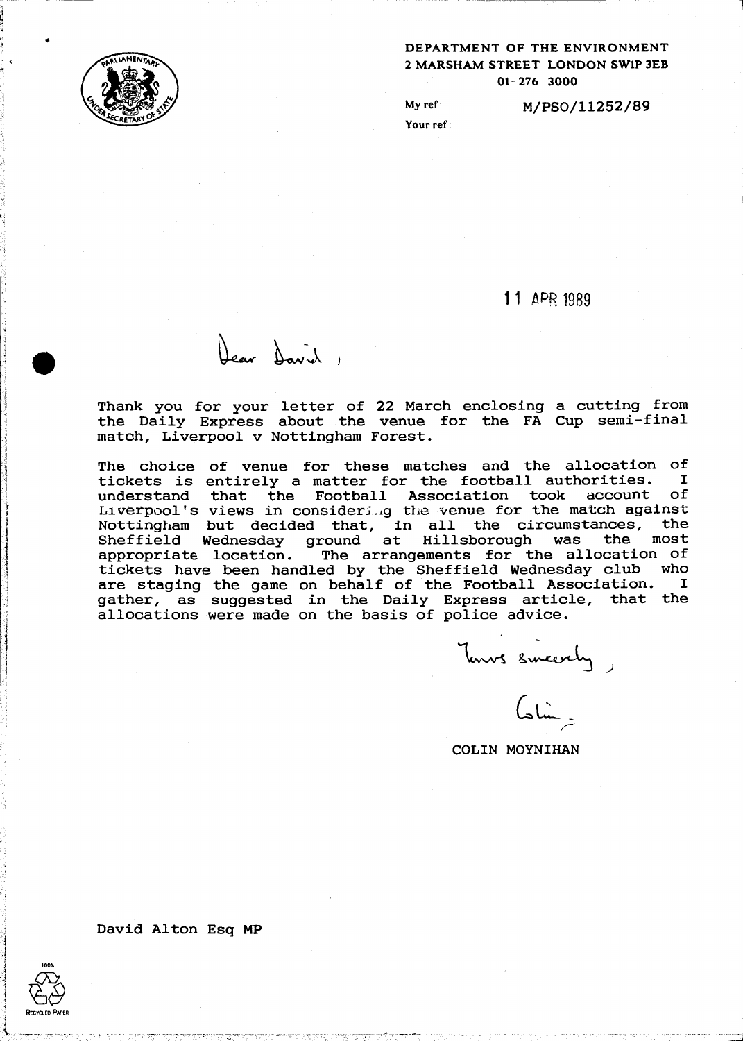DEPARTMENT OF THE ENVIRONMENT
2 MARSHAM STREET LONDON SW1P 3EB
01-276 3000

My ref: M/PSO/11252/89
Your ref:

11 APR 1989

Dear David,

Thank you for your letter of 22 March enclosing a cutting from the Daily Express about the venue for the FA Cup semi-final match, Liverpool v Nottingham Forest.

The choice of venue for these matches and the allocation of tickets is entirely a matter for the football authorities. I understand that the Football Association took account of Liverpool's views in considering the venue for the match against Nottingham but decided that, in all the circumstances, the Sheffield Wednesday ground at Hillsborough was the most appropriate location. The arrangements for the allocation of tickets have been handled by the Sheffield Wednesday club who are staging the game on behalf of the Football Association. I gather, as suggested in the Daily Express article, that the allocations were made on the basis of police advice.

Yours sincerely,

Colin

COLIN MOYNIHAN

David Alton Esq MP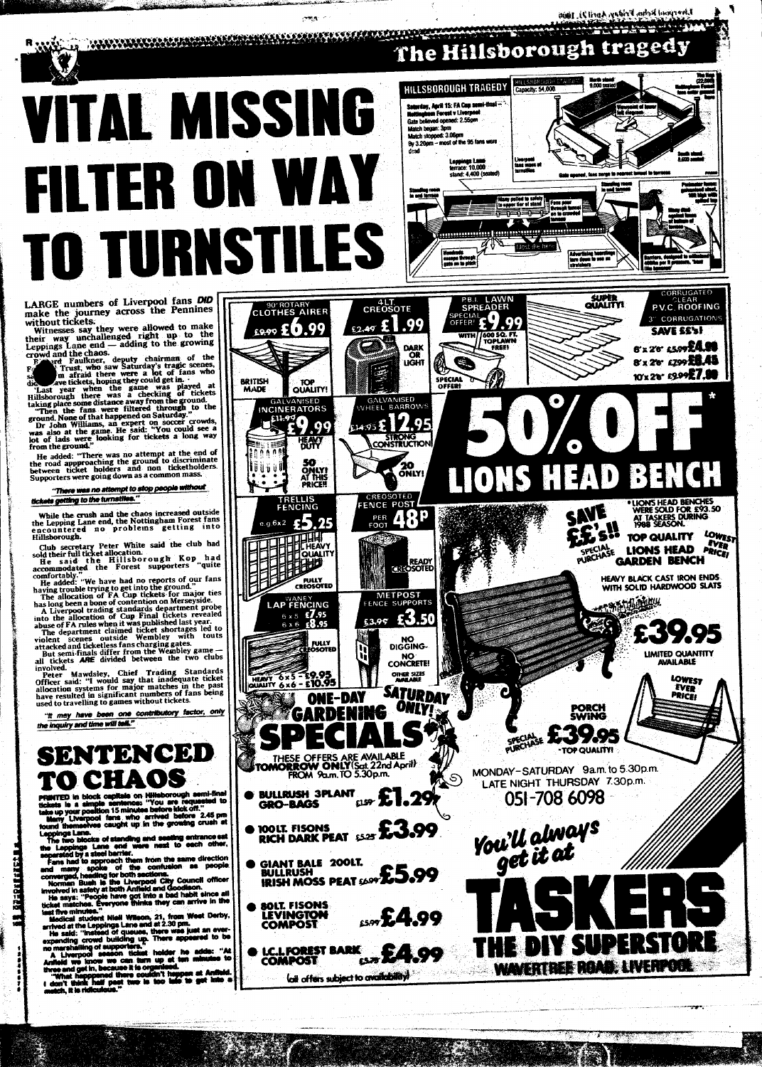# The Hillsborough tragedy

# VITAL MISSING FILTER ON WAY TO TURNSTILES

HILLSBOROUGH TRAGEDY

Saturday, April 15: FA Cup semi-final — Nottingham Forest v Liverpool
Gate believed opened: 2.55pm
Match began: 3pm
Match stopped: 3.06pm
By 3.20pm — most of the 95 fans were dead

HILLSBOROUGH STADIUM Capacity: 54,000

North stand: 9,000 seated

The Kop (22,000) Nottingham Forest fans enter ground here

Viewpoint of tower (left diagram)

Leppings Lane terrace: 10,000 stand: 4,400 (seated)

Liverpool fans were at turnstiles

Gate opened, fans surge to nearest tunnel to terrace

South stand: 8,800 seated

Standing room in end terrace

Many pulled to safety to upper tier of stand

Fans pour through tunnel on to crowded terrace

Standing room in end terrace

Perimeter fence: galvanised steel 10ft high with spiked top

Many die against fence at bottom of terrace

Hundreds escape through gate on to pitch

Most die here

Advertising hoardings torn down to use as stretchers

Barriers, designed to withstand 400lbs per ft pressure, 'bent like tomatoes'

LARGE numbers of Liverpool fans *DID* make the journey across the Pennines without tickets.

Witnesses say they were allowed to make their way unchallenged right up to the Leppings Lane end — adding to the growing crowd and the chaos.

Richard Faulkner, deputy chairman of the Football Trust, who saw Saturday's tragic scenes, said: "I'm afraid there were a lot of fans who didn't have tickets, hoping they could get in.

"Last year when the game was played at Hillsborough there was a checking of tickets taking place some distance away from the ground.

"Then the fans were filtered through to the ground. None of that happened on Saturday."

Dr John Williams, an expert on soccer crowds, was also at the game. He said: "You could see a lot of lads were looking for tickets a long way from the ground."

He added: "There was no attempt at the end of the road approaching the ground to discriminate between ticket holders and non ticketholders. Supporters were going down as a common mass.

*"There was no attempt to stop people without tickets getting to the turnstiles."*

While the crush and the chaos increased outside the Lepping Lane end, the Nottingham Forest fans encountered no problems getting into Hillsborough.

Club secretary Peter White said the club had sold their full ticket allocation.

He said the Hillsborough Kop had accommodated the Forest supporters "quite comfortably."

He added: "We have had no reports of our fans having trouble trying to get into the ground."

The allocation of FA Cup tickets for major ties has long been a bone of contention on Merseyside.

A Liverpool trading standards department probe into the allocation of Cup Final tickets revealed abuse of FA rules when it was published last year.

The department claimed ticket shortages led to violent scenes outside Wembley with touts attacked and ticketless fans charging gates.

But semi-finals differ from the Wembley game — all tickets *ARE* divided between the two clubs involved.

Peter Mawdsley, Chief Trading Standards Officer said: "I would say that inadequate ticket allocation systems for major matches in the past have resulted in significant numbers of fans being used to travelling to games without tickets.

*"It may have been one contributory factor, only the inquiry and time will tell."*

## SENTENCED TO CHAOS

PRINTED in block capitals on Hillsborough semi-final tickets is a simple sentence: "You are requested to take up your position 15 minutes before kick off."

Many Liverpool fans who arrived before 2.45 pm found themselves caught up in the growing crush at Leppings Lane.

The two blocks of standing and seating entrance at the Leppings Lane end were next to each other, separated by a steel barrier.

Fans had to approach them from the same direction and many spoke of the confusion as people converged, heading for both sections.

Norman Bush is the Liverpool City Council officer involved in safety at both Anfield and Goodison.

He says: "People have got into a bad habit since all ticket matches. Everyone thinks they can arrive in the last five minutes."

Medical student Niall Wilson, 21, from West Derby, arrived at the Leppings Lane end at 2.30 pm.

He said: "Instead of queues, there was just an ever-expanding crowd building up. There appeared to be no marshalling of supporters."

A Liverpool season ticket holder he adds: "At Anfield we know we can turn up at ten minutes to three and get in, because it is organised.

"What happened there couldn't happen at Anfield. I don't think half past two is too late to get into a match, it is ridiculous."

---

90' ROTARY CLOTHES AIRER — BRITISH MADE — TOP QUALITY! — ~~£9.99~~ £6.99

4LT. CREOSOTE — DARK OR LIGHT — ~~£2.49~~ £1.99

P.B.I. LAWN SPREADER — SPECIAL OFFER! £9.99 — WITH 600 SQ. FT. TOPLAWN FREE! — SPECIAL OFFER!

SUPER QUALITY CORRUGATED CLEAR P.V.C. ROOFING 3" CORRUGATIONS — SAVE ££'s!
6'x 2'6" ~~£5.99~~ £4.90
8'x 2'6" ~~£7.99~~ £6.45
10'x 2'6" ~~£9.99~~ £7.90

GALVANISED INCINERATORS — ~~£11.95~~ £9.99 — HEAVY DUTY — 50 ONLY! AT THIS PRICE!!

GALVANISED WHEEL BARROWS — ~~£14.95~~ £12.95 — STRONG CONSTRUCTION — 20 ONLY!

# 50% OFF* LIONS HEAD BENCH

TRELLIS FENCING — e.g. 6x2 £5.25 — HEAVY QUALITY — FULLY CREOSOTED

CREOSOTED FENCE POST — PER FOOT 48p — READY CREOSOTED

WANEY LAP FENCING — 6 x 5 £7.95 — 6 x 6 £8.95 — FULLY CREOSOTED — HEAVY QUALITY 6x5 - £9.95 6x6 - £10.95

METPOST FENCE SUPPORTS — ~~£3.99~~ £3.50 — NO DIGGING — NO CONCRETE! — OTHER SIZES AVAILABLE

SAVE ££'s!! SPECIAL PURCHASE — TOP QUALITY LIONS HEAD GARDEN BENCH — LOWEST EVER PRICE!

*LIONS HEAD BENCHES WERE SOLD FOR £93.50 AT TASKERS DURING 1988 SEASON.

HEAVY BLACK CAST IRON ENDS WITH SOLID HARDWOOD SLATS

£39.95 — LIMITED QUANTITY AVAILABLE

ONE-DAY GARDENING SPECIALS — SATURDAY ONLY!

THESE OFFERS ARE AVAILABLE TOMORROW ONLY (Sat. 22nd April) FROM 9a.m. TO 5.30p.m.

- BULLRUSH 3PLANT GRO-BAGS ~~£1.59~~ £1.29
- 100LT. FISONS RICH DARK PEAT ~~£5.25~~ £3.99
- GIANT BALE 200LT. BULLRUSH IRISH MOSS PEAT ~~£6.99~~ £5.99
- 80LT. FISONS LEVINGTON COMPOST ~~£5.99~~ £4.99
- I.C.I. FOREST BARK COMPOST ~~£5.75~~ £4.99

(all offers subject to availability)

PORCH SWING — SPECIAL PURCHASE £39.95 — TOP QUALITY! — LOWEST EVER PRICE!

MONDAY-SATURDAY 9a.m. to 5.30p.m.
LATE NIGHT THURSDAY 7.30p.m.
051-708 6098

You'll always get it at

# TASKERS

THE DIY SUPERSTORE
WAVERTREE ROAD, LIVERPOOL